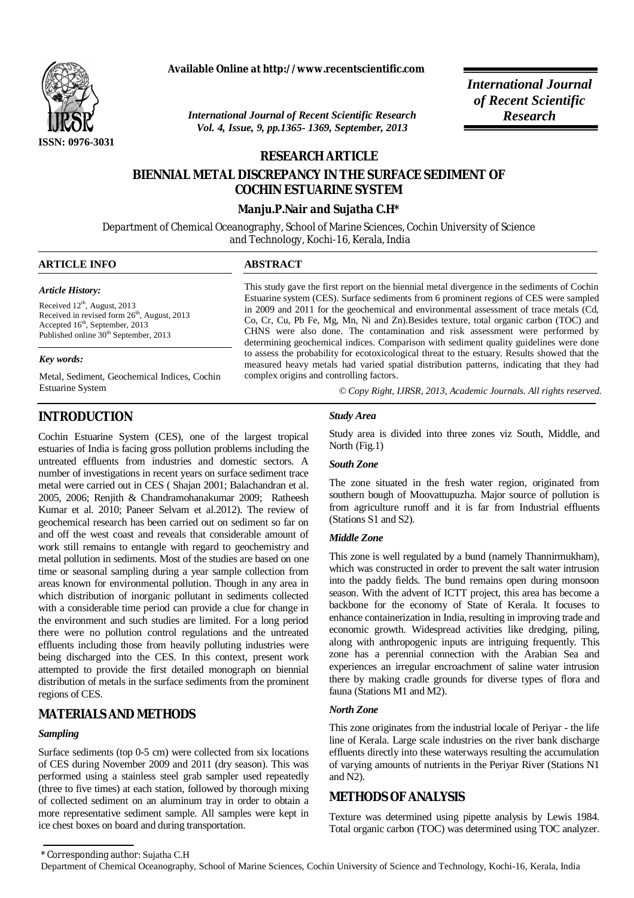**Available Online at http://www.recentscientific.com**

*International Journal of Recent Scientific Research*
*Vol. 4, Issue, 9, pp.1365- 1369, September, 2013*

*International Journal of Recent Scientific Research*

ISSN: 0976-3031

**RESEARCH ARTICLE**

# BIENNIAL METAL DISCREPANCY IN THE SURFACE SEDIMENT OF COCHIN ESTUARINE SYSTEM

**Manju.P.Nair and Sujatha C.H***

Department of Chemical Oceanography, School of Marine Sciences, Cochin University of Science and Technology, Kochi-16, Kerala, India

## ARTICLE INFO

*Article History:*

Received 12th, August, 2013
Received in revised form 26th, August, 2013
Accepted 16th, September, 2013
Published online 30th September, 2013

*Key words:*

Metal, Sediment, Geochemical Indices, Cochin Estuarine System

## ABSTRACT

This study gave the first report on the biennial metal divergence in the sediments of Cochin Estuarine system (CES). Surface sediments from 6 prominent regions of CES were sampled in 2009 and 2011 for the geochemical and environmental assessment of trace metals (Cd, Co, Cr, Cu, Pb Fe, Mg, Mn, Ni and Zn).Besides texture, total organic carbon (TOC) and CHNS were also done. The contamination and risk assessment were performed by determining geochemical indices. Comparison with sediment quality guidelines were done to assess the probability for ecotoxicological threat to the estuary. Results showed that the measured heavy metals had varied spatial distribution patterns, indicating that they had complex origins and controlling factors.

*© Copy Right, IJRSR, 2013, Academic Journals. All rights reserved.*

## INTRODUCTION

Cochin Estuarine System (CES), one of the largest tropical estuaries of India is facing gross pollution problems including the untreated effluents from industries and domestic sectors. A number of investigations in recent years on surface sediment trace metal were carried out in CES ( Shajan 2001; Balachandran et al. 2005, 2006; Renjith & Chandramohanakumar 2009; Ratheesh Kumar et al. 2010; Paneer Selvam et al.2012). The review of geochemical research has been carried out on sediment so far on and off the west coast and reveals that considerable amount of work still remains to entangle with regard to geochemistry and metal pollution in sediments. Most of the studies are based on one time or seasonal sampling during a year sample collection from areas known for environmental pollution. Though in any area in which distribution of inorganic pollutant in sediments collected with a considerable time period can provide a clue for change in the environment and such studies are limited. For a long period there were no pollution control regulations and the untreated effluents including those from heavily polluting industries were being discharged into the CES. In this context, present work attempted to provide the first detailed monograph on biennial distribution of metals in the surface sediments from the prominent regions of CES.

## MATERIALS AND METHODS

### Sampling

Surface sediments (top 0-5 cm) were collected from six locations of CES during November 2009 and 2011 (dry season). This was performed using a stainless steel grab sampler used repeatedly (three to five times) at each station, followed by thorough mixing of collected sediment on an aluminum tray in order to obtain a more representative sediment sample. All samples were kept in ice chest boxes on board and during transportation.

### Study Area

Study area is divided into three zones viz South, Middle, and North (Fig.1)

### South Zone

The zone situated in the fresh water region, originated from southern bough of Moovattupuzha. Major source of pollution is from agriculture runoff and it is far from Industrial effluents (Stations S1 and S2).

### Middle Zone

This zone is well regulated by a bund (namely Thannirmukham), which was constructed in order to prevent the salt water intrusion into the paddy fields. The bund remains open during monsoon season. With the advent of ICTT project, this area has become a backbone for the economy of State of Kerala. It focuses to enhance containerization in India, resulting in improving trade and economic growth. Widespread activities like dredging, piling, along with anthropogenic inputs are intriguing frequently. This zone has a perennial connection with the Arabian Sea and experiences an irregular encroachment of saline water intrusion there by making cradle grounds for diverse types of flora and fauna (Stations M1 and M2).

### North Zone

This zone originates from the industrial locale of Periyar - the life line of Kerala. Large scale industries on the river bank discharge effluents directly into these waterways resulting the accumulation of varying amounts of nutrients in the Periyar River (Stations N1 and N2).

## METHODS OF ANALYSIS

Texture was determined using pipette analysis by Lewis 1984. Total organic carbon (TOC) was determined using TOC analyzer.

---

\* Corresponding author: Sujatha C.H
Department of Chemical Oceanography, School of Marine Sciences, Cochin University of Science and Technology, Kochi-16, Kerala, India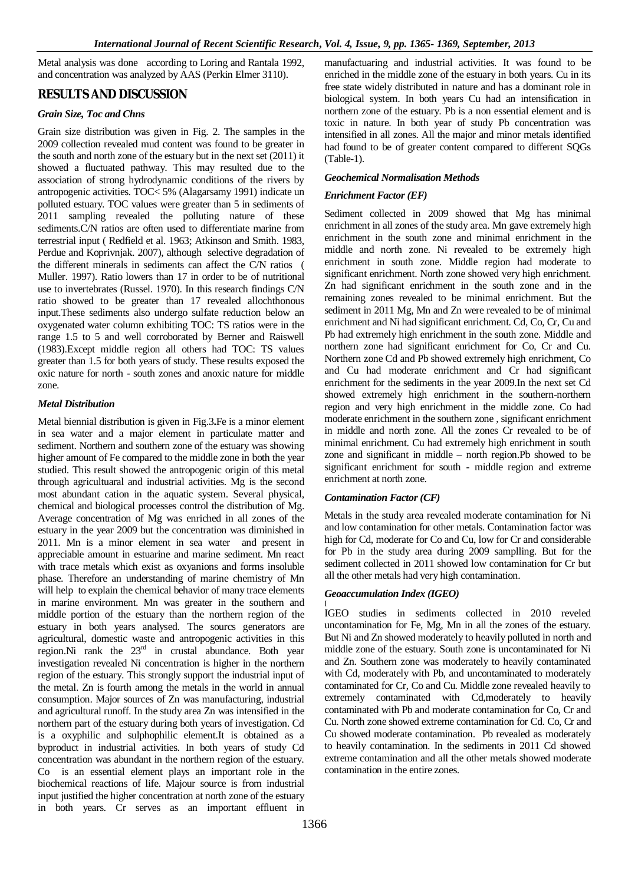Metal analysis was done according to Loring and Rantala 1992, and concentration was analyzed by AAS (Perkin Elmer 3110).

## RESULTS AND DISCUSSION

### *Grain Size, Toc and Chns*

Grain size distribution was given in Fig. 2. The samples in the 2009 collection revealed mud content was found to be greater in the south and north zone of the estuary but in the next set (2011) it showed a fluctuated pathway. This may resulted due to the association of strong hydrodynamic conditions of the rivers by antropogenic activities. TOC< 5% (Alagarsamy 1991) indicate un polluted estuary. TOC values were greater than 5 in sediments of 2011 sampling revealed the polluting nature of these sediments.C/N ratios are often used to differentiate marine from terrestrial input ( Redfield et al. 1963; Atkinson and Smith. 1983, Perdue and Koprivnjak. 2007), although selective degradation of the different minerals in sediments can affect the C/N ratios ( Muller. 1997). Ratio lowers than 17 in order to be of nutritional use to invertebrates (Russel. 1970). In this research findings C/N ratio showed to be greater than 17 revealed allochthonous input.These sediments also undergo sulfate reduction below an oxygenated water column exhibiting TOC: TS ratios were in the range 1.5 to 5 and well corroborated by Berner and Raiswell (1983).Except middle region all others had TOC: TS values greater than 1.5 for both years of study. These results exposed the oxic nature for north - south zones and anoxic nature for middle zone.

### *Metal Distribution*

Metal biennial distribution is given in Fig.3**.**Fe is a minor element in sea water and a major element in particulate matter and sediment. Northern and southern zone of the estuary was showing higher amount of Fe compared to the middle zone in both the year studied. This result showed the antropogenic origin of this metal through agricultuaral and industrial activities. Mg is the second most abundant cation in the aquatic system. Several physical, chemical and biological processes control the distribution of Mg. Average concentration of Mg was enriched in all zones of the estuary in the year 2009 but the concentration was diminished in 2011. Mn is a minor element in sea water and present in appreciable amount in estuarine and marine sediment. Mn react with trace metals which exist as oxyanions and forms insoluble phase. Therefore an understanding of marine chemistry of Mn will help to explain the chemical behavior of many trace elements in marine environment. Mn was greater in the southern and middle portion of the estuary than the northern region of the estuary in both years analysed. The sourcs generators are agricultural, domestic waste and antropogenic activities in this region.Ni rank the 23rd in crustal abundance. Both year investigation revealed Ni concentration is higher in the northern region of the estuary. This strongly support the industrial input of the metal. Zn is fourth among the metals in the world in annual consumption. Major sources of Zn was manufacturing, industrial and agricultural runoff. In the study area Zn was intensified in the northern part of the estuary during both years of investigation. Cd is a oxyphilic and sulphophilic element.It is obtained as a byproduct in industrial activities. In both years of study Cd concentration was abundant in the northern region of the estuary. Co is an essential element plays an important role in the biochemical reactions of life. Majour source is from industrial input justified the higher concentration at north zone of the estuary in both years. Cr serves as an important effluent in manufactuaring and industrial activities. It was found to be enriched in the middle zone of the estuary in both years. Cu in its free state widely distributed in nature and has a dominant role in biological system. In both years Cu had an intensification in northern zone of the estuary. Pb is a non essential element and is toxic in nature. In both year of study Pb concentration was intensified in all zones. All the major and minor metals identified had found to be of greater content compared to different SQGs (Table-1).

### *Geochemical Normalisation Methods*

### *Enrichment Factor (EF)*

Sediment collected in 2009 showed that Mg has minimal enrichment in all zones of the study area. Mn gave extremely high enrichment in the south zone and minimal enrichment in the middle and north zone. Ni revealed to be extremely high enrichment in south zone. Middle region had moderate to significant enrichment. North zone showed very high enrichment. Zn had significant enrichment in the south zone and in the remaining zones revealed to be minimal enrichment. But the sediment in 2011 Mg, Mn and Zn were revealed to be of minimal enrichment and Ni had significant enrichment. Cd, Co, Cr, Cu and Pb had extremely high enrichment in the south zone. Middle and northern zone had significant enrichment for Co, Cr and Cu. Northern zone Cd and Pb showed extremely high enrichment, Co and Cu had moderate enrichment and Cr had significant enrichment for the sediments in the year 2009.In the next set Cd showed extremely high enrichment in the southern-northern region and very high enrichment in the middle zone. Co had moderate enrichment in the southern zone , significant enrichment in middle and north zone. All the zones Cr revealed to be of minimal enrichment. Cu had extremely high enrichment in south zone and significant in middle – north region.Pb showed to be significant enrichment for south - middle region and extreme enrichment at north zone.

### *Contamination Factor (CF)*

Metals in the study area revealed moderate contamination for Ni and low contamination for other metals. Contamination factor was high for Cd, moderate for Co and Cu, low for Cr and considerable for Pb in the study area during 2009 samplling. But for the sediment collected in 2011 showed low contamination for Cr but all the other metals had very high contamination.

### *Geoaccumulation Index (IGEO)*

IGEO studies in sediments collected in 2010 reveled uncontamination for Fe, Mg, Mn in all the zones of the estuary. But Ni and Zn showed moderately to heavily polluted in north and middle zone of the estuary. South zone is uncontaminated for Ni and Zn. Southern zone was moderately to heavily contaminated with Cd, moderately with Pb, and uncontaminated to moderately contaminated for Cr, Co and Cu. Middle zone revealed heavily to extremely contaminated with Cd,moderately to heavily contaminated with Pb and moderate contamination for Co, Cr and Cu. North zone showed extreme contamination for Cd. Co, Cr and Cu showed moderate contamination. Pb revealed as moderately to heavily contamination. In the sediments in 2011 Cd showed extreme contamination and all the other metals showed moderate contamination in the entire zones.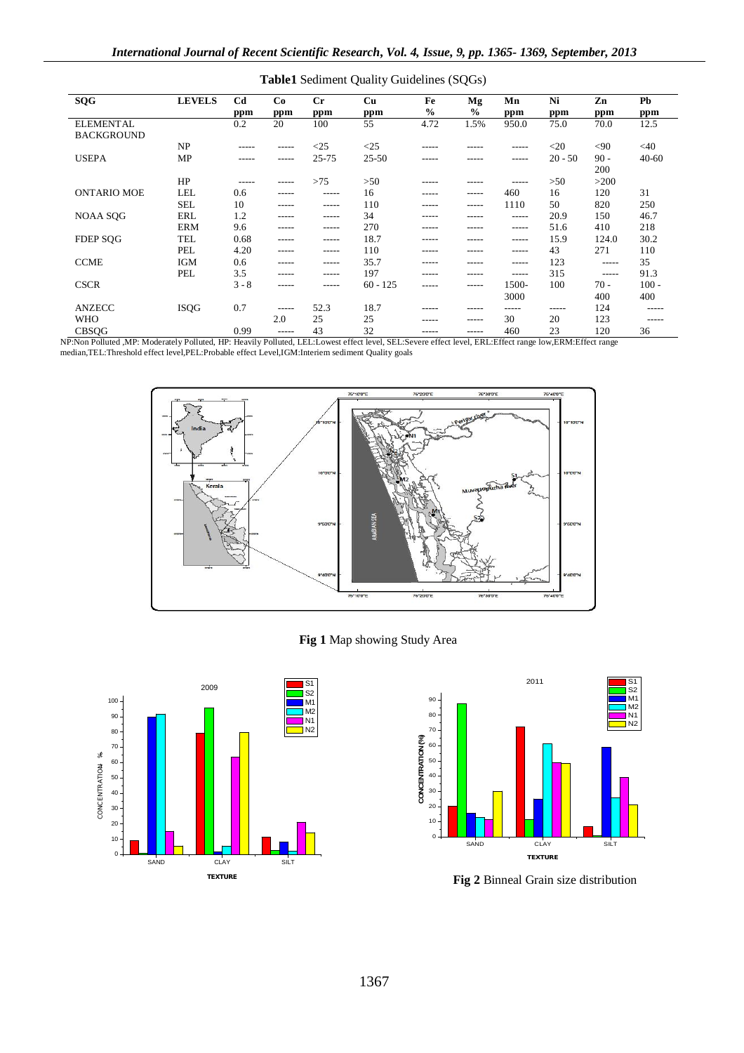**Table1** Sediment Quality Guidelines (SQGs)

| SQG | LEVELS | Cd ppm | Co ppm | Cr ppm | Cu ppm | Fe % | Mg % | Mn ppm | Ni ppm | Zn ppm | Pb ppm |
|---|---|---|---|---|---|---|---|---|---|---|---|
| ELEMENTAL BACKGROUND | | 0.2 | 20 | 100 | 55 | 4.72 | 1.5% | 950.0 | 75.0 | 70.0 | 12.5 |
| | NP | ----- | ----- | <25 | <25 | ----- | ----- | ----- | <20 | <90 | <40 |
| USEPA | MP | ----- | ----- | 25-75 | 25-50 | ----- | ----- | ----- | 20 - 50 | 90 - 200 | 40-60 |
| | HP | ----- | ----- | >75 | >50 | ----- | ----- | ----- | >50 | >200 | |
| ONTARIO MOE | LEL | 0.6 | ----- | ----- | 16 | ----- | ----- | 460 | 16 | 120 | 31 |
| | SEL | 10 | ----- | ----- | 110 | ----- | ----- | 1110 | 50 | 820 | 250 |
| NOAA SQG | ERL | 1.2 | ----- | ----- | 34 | ----- | ----- | ----- | 20.9 | 150 | 46.7 |
| | ERM | 9.6 | ----- | ----- | 270 | ----- | ----- | ----- | 51.6 | 410 | 218 |
| FDEP SQG | TEL | 0.68 | ----- | ----- | 18.7 | ----- | ----- | ----- | 15.9 | 124.0 | 30.2 |
| | PEL | 4.20 | ----- | ----- | 110 | ----- | ----- | ----- | 43 | 271 | 110 |
| CCME | IGM | 0.6 | ----- | ----- | 35.7 | ----- | ----- | ----- | 123 | ----- | 35 |
| | PEL | 3.5 | ----- | ----- | 197 | ----- | ----- | ----- | 315 | ----- | 91.3 |
| CSCR | | 3 - 8 | ----- | ----- | 60 - 125 | ----- | ----- | 1500-3000 | 100 | 70 - 400 | 100 - 400 |
| ANZECC | ISQG | 0.7 | ----- | 52.3 | 18.7 | ----- | ----- | ----- | ----- | 124 | ----- |
| WHO | | | 2.0 | 25 | 25 | ----- | ----- | 30 | 20 | 123 | ----- |
| CBSQG | | 0.99 | ----- | 43 | 32 | ----- | ----- | 460 | 23 | 120 | 36 |

NP:Non Polluted ,MP: Moderately Polluted, HP: Heavily Polluted, LEL:Lowest effect level, SEL:Severe effect level, ERL:Effect range low,ERM:Effect range median,TEL:Threshold effect level,PEL:Probable effect Level,IGM:Interiem sediment Quality goals

**Fig 1** Map showing Study Area

**Fig 2** Binneal Grain size distribution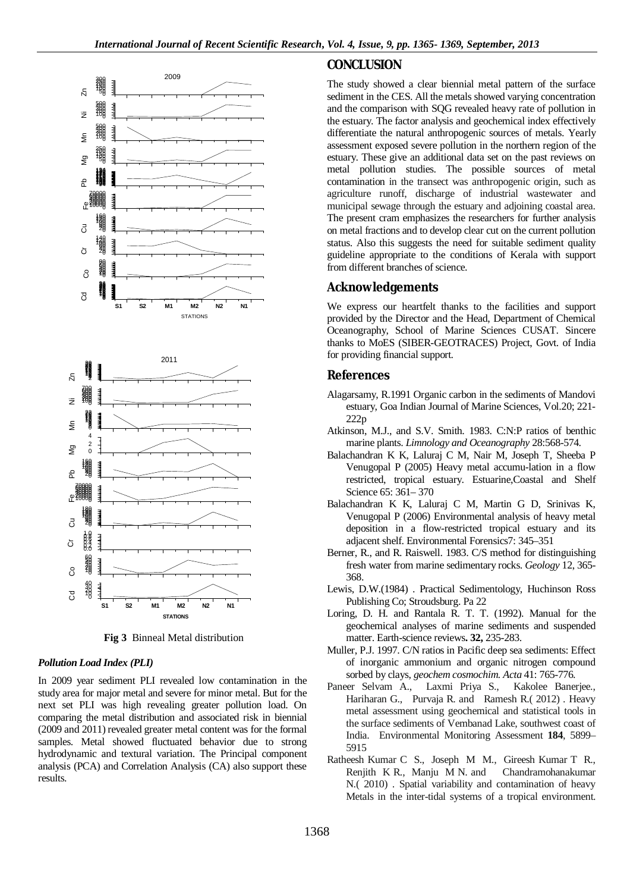**Fig 3** Binneal Metal distribution

### *Pollution Load Index (PLI)*

In 2009 year sediment PLI revealed low contamination in the study area for major metal and severe for minor metal. But for the next set PLI was high revealing greater pollution load. On comparing the metal distribution and associated risk in biennial (2009 and 2011) revealed greater metal content was for the formal samples. Metal showed fluctuated behavior due to strong hydrodynamic and textural variation. The Principal component analysis (PCA) and Correlation Analysis (CA) also support these results.

## CONCLUSION

The study showed a clear biennial metal pattern of the surface sediment in the CES. All the metals showed varying concentration and the comparison with SQG revealed heavy rate of pollution in the estuary. The factor analysis and geochemical index effectively differentiate the natural anthropogenic sources of metals. Yearly assessment exposed severe pollution in the northern region of the estuary. These give an additional data set on the past reviews on metal pollution studies. The possible sources of metal contamination in the transect was anthropogenic origin, such as agriculture runoff, discharge of industrial wastewater and municipal sewage through the estuary and adjoining coastal area. The present cram emphasizes the researchers for further analysis on metal fractions and to develop clear cut on the current pollution status. Also this suggests the need for suitable sediment quality guideline appropriate to the conditions of Kerala with support from different branches of science.

## Acknowledgements

We express our heartfelt thanks to the facilities and support provided by the Director and the Head, Department of Chemical Oceanography, School of Marine Sciences CUSAT. Sincere thanks to MoES (SIBER-GEOTRACES) Project, Govt. of India for providing financial support.

## References

- Alagarsamy, R.1991 Organic carbon in the sediments of Mandovi estuary, Goa Indian Journal of Marine Sciences, Vol.20; 221-222p
- Atkinson, M.J., and S.V. Smith. 1983. C:N:P ratios of benthic marine plants. *Limnology and Oceanography* 28:568-574.
- Balachandran K K, Laluraj C M, Nair M, Joseph T, Sheeba P Venugopal P (2005) Heavy metal accumu-lation in a flow restricted, tropical estuary. Estuarine,Coastal and Shelf Science 65: 361– 370
- Balachandran K K, Laluraj C M, Martin G D, Srinivas K, Venugopal P (2006) Environmental analysis of heavy metal deposition in a flow-restricted tropical estuary and its adjacent shelf. Environmental Forensics7: 345–351
- Berner, R., and R. Raiswell. 1983. C/S method for distinguishing fresh water from marine sedimentary rocks. *Geology* 12, 365-368.
- Lewis, D.W.(1984) . Practical Sedimentology, Huchinson Ross Publishing Co; Stroudsburg. Pa 22
- Loring, D. H. and Rantala R. T. T. (1992). Manual for the geochemical analyses of marine sediments and suspended matter. Earth-science reviews**. 32,** 235-283.
- Muller, P.J. 1997. C/N ratios in Pacific deep sea sediments: Effect of inorganic ammonium and organic nitrogen compound sorbed by clays, *geochem cosmochim. Acta* 41: 765-776.
- Paneer Selvam A., Laxmi Priya S., Kakolee Banerjee., Hariharan G., Purvaja R. and Ramesh R.( 2012) . Heavy metal assessment using geochemical and statistical tools in the surface sediments of Vembanad Lake, southwest coast of India. Environmental Monitoring Assessment **184**, 5899–5915
- Ratheesh Kumar C S., Joseph M M., Gireesh Kumar T R., Renjith K R., Manju M N. and Chandramohanakumar N.( 2010) . Spatial variability and contamination of heavy Metals in the inter-tidal systems of a tropical environment.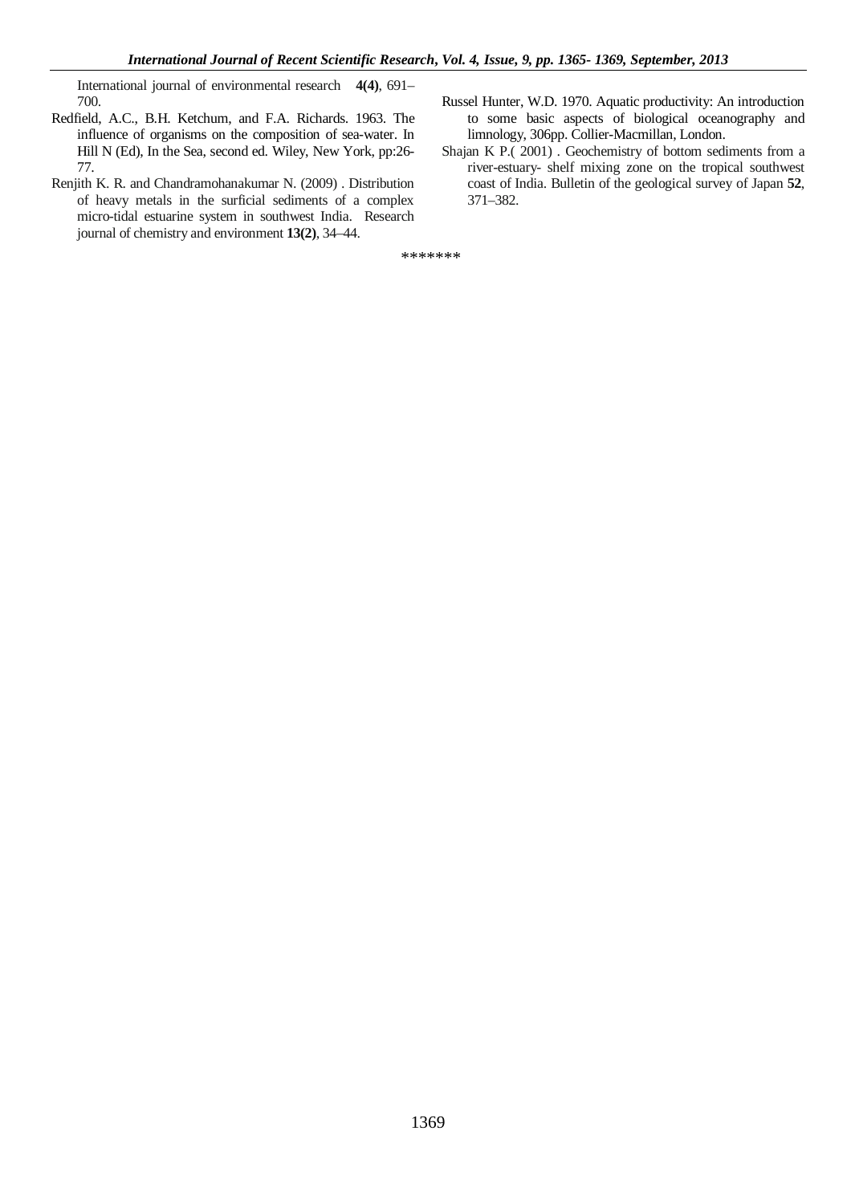International journal of environmental research **4(4)**, 691–700.

Redfield, A.C., B.H. Ketchum, and F.A. Richards. 1963. The influence of organisms on the composition of sea-water. In Hill N (Ed), In the Sea, second ed. Wiley, New York, pp:26-77.

Renjith K. R. and Chandramohanakumar N. (2009) . Distribution of heavy metals in the surficial sediments of a complex micro-tidal estuarine system in southwest India. Research journal of chemistry and environment **13(2)**, 34–44.

Russel Hunter, W.D. 1970. Aquatic productivity: An introduction to some basic aspects of biological oceanography and limnology, 306pp. Collier-Macmillan, London.

Shajan K P.( 2001) . Geochemistry of bottom sediments from a river-estuary- shelf mixing zone on the tropical southwest coast of India. Bulletin of the geological survey of Japan **52**, 371–382.

*******